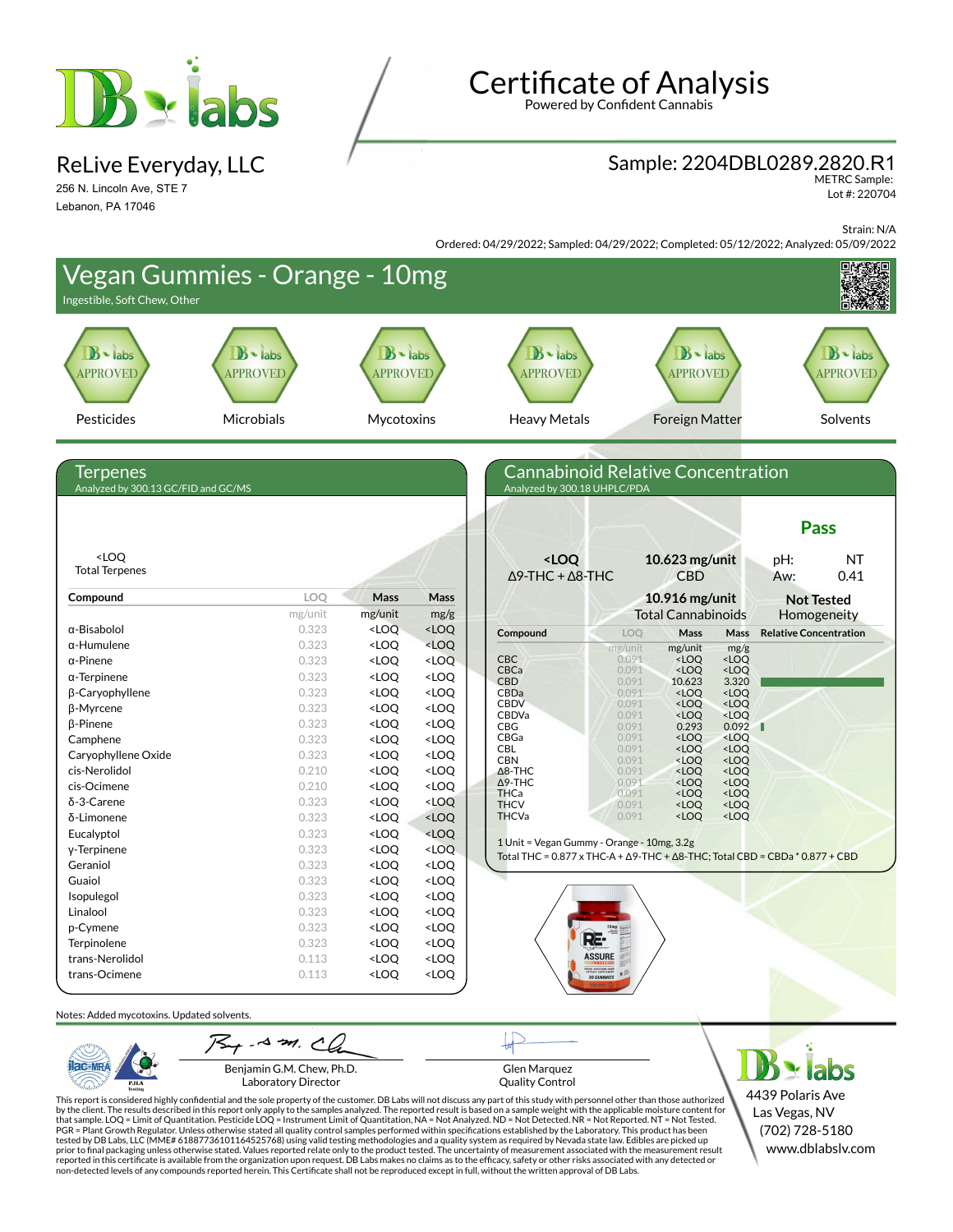# Certificate of Analysis

Powered by Confident Cannabis

**ReLive Everyday, LLC**
256 N. Lincoln Ave, STE 7
Lebanon, PA 17046

**Sample: 2204DBL0289.2820.R1**
METRC Sample:
Lot #: 220704

Strain: N/A
Ordered: 04/29/2022; Sampled: 04/29/2022; Completed: 05/12/2022; Analyzed: 05/09/2022

## Vegan Gummies - Orange - 10mg

Ingestible, Soft Chew, Other

| Pesticides | Microbials | Mycotoxins | Heavy Metals | Foreign Matter | Solvents |
|---|---|---|---|---|---|
| APPROVED | APPROVED | APPROVED | APPROVED | APPROVED | APPROVED |

## Terpenes

Analyzed by 300.13 GC/FID and GC/MS

<LOQ
Total Terpenes

| Compound | LOQ | Mass | Mass |
|---|---|---|---|
| | mg/unit | mg/unit | mg/g |
| α-Bisabolol | 0.323 | <LOQ | <LOQ |
| α-Humulene | 0.323 | <LOQ | <LOQ |
| α-Pinene | 0.323 | <LOQ | <LOQ |
| α-Terpinene | 0.323 | <LOQ | <LOQ |
| β-Caryophyllene | 0.323 | <LOQ | <LOQ |
| β-Myrcene | 0.323 | <LOQ | <LOQ |
| β-Pinene | 0.323 | <LOQ | <LOQ |
| Camphene | 0.323 | <LOQ | <LOQ |
| Caryophyllene Oxide | 0.323 | <LOQ | <LOQ |
| cis-Nerolidol | 0.210 | <LOQ | <LOQ |
| cis-Ocimene | 0.210 | <LOQ | <LOQ |
| δ-3-Carene | 0.323 | <LOQ | <LOQ |
| δ-Limonene | 0.323 | <LOQ | <LOQ |
| Eucalyptol | 0.323 | <LOQ | <LOQ |
| γ-Terpinene | 0.323 | <LOQ | <LOQ |
| Geraniol | 0.323 | <LOQ | <LOQ |
| Guaiol | 0.323 | <LOQ | <LOQ |
| Isopulegol | 0.323 | <LOQ | <LOQ |
| Linalool | 0.323 | <LOQ | <LOQ |
| p-Cymene | 0.323 | <LOQ | <LOQ |
| Terpinolene | 0.323 | <LOQ | <LOQ |
| trans-Nerolidol | 0.113 | <LOQ | <LOQ |
| trans-Ocimene | 0.113 | <LOQ | <LOQ |

## Cannabinoid Relative Concentration

Analyzed by 300.18 UHPLC/PDA

**Pass**

| **<LOQ** | **10.623 mg/unit** | pH: NT |
|---|---|---|
| Δ9-THC + Δ8-THC | CBD | Aw: 0.41 |
| | **10.916 mg/unit** | **Not Tested** |
| | Total Cannabinoids | Homogeneity |

| Compound | LOQ | Mass | Mass | Relative Concentration |
|---|---|---|---|---|
| | mg/unit | mg/unit | mg/g | |
| CBC | 0.091 | <LOQ | <LOQ | |
| CBCa | 0.091 | <LOQ | <LOQ | |
| CBD | 0.091 | 10.623 | 3.320 | |
| CBDa | 0.091 | <LOQ | <LOQ | |
| CBDV | 0.091 | <LOQ | <LOQ | |
| CBDVa | 0.091 | <LOQ | <LOQ | |
| CBG | 0.091 | 0.293 | 0.092 | |
| CBGa | 0.091 | <LOQ | <LOQ | |
| CBL | 0.091 | <LOQ | <LOQ | |
| CBN | 0.091 | <LOQ | <LOQ | |
| Δ8-THC | 0.091 | <LOQ | <LOQ | |
| Δ9-THC | 0.091 | <LOQ | <LOQ | |
| THCa | 0.091 | <LOQ | <LOQ | |
| THCV | 0.091 | <LOQ | <LOQ | |
| THCVa | 0.091 | <LOQ | <LOQ | |

1 Unit = Vegan Gummy - Orange - 10mg, 3.2g
Total THC = 0.877 x THC-A + Δ9-THC + Δ8-THC; Total CBD = CBDa * 0.877 + CBD

Notes: Added mycotoxins. Updated solvents.

Benjamin G.M. Chew, Ph.D.
Laboratory Director

Glen Marquez
Quality Control

DB labs
4439 Polaris Ave
Las Vegas, NV
(702) 728-5180
www.dblabslv.com

This report is considered highly confidential and the sole property of the customer. DB Labs will not discuss any part of this study with personnel other than those authorized by the client. The results described in this report only apply to the samples analyzed. The reported result is based on a sample weight with the applicable moisture content for that sample. LOQ = Limit of Quantitation. Pesticide LOQ = Instrument Limit of Quantitation, NA = Not Analyzed. ND = Not Detected. NR = Not Reported. NT = Not Tested. PGR = Plant Growth Regulator. Unless otherwise stated all quality control samples performed within specifications established by the Laboratory. This product has been tested by DB Labs, LLC (MME# 61887736101164525768) using valid testing methodologies and a quality system as required by Nevada state law. Edibles are picked up prior to final packaging unless otherwise stated. Values reported relate only to the product tested. The uncertainty of measurement associated with the measurement result reported in this certificate is available from the organization upon request. DB Labs makes no claims as to the efficacy, safety or other risks associated with any detected or non-detected levels of any compounds reported herein. This Certificate shall not be reproduced except in full, without the written approval of DB Labs.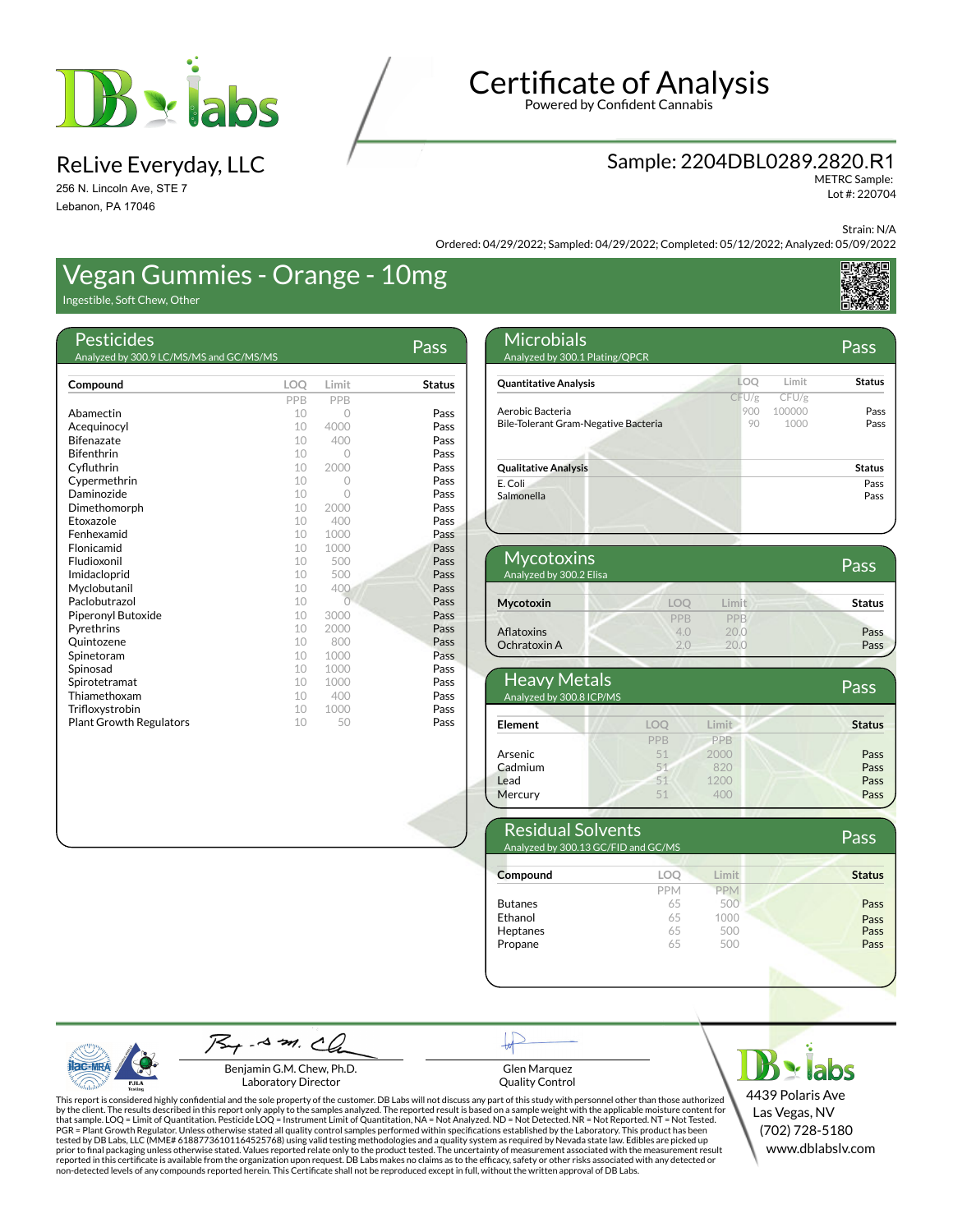# Certificate of Analysis

Powered by Confident Cannabis

## ReLive Everyday, LLC

256 N. Lincoln Ave, STE 7
Lebanon, PA 17046

**Sample: 2204DBL0289.2820.R1**
METRC Sample:
Lot #: 220704

Strain: N/A
Ordered: 04/29/2022; Sampled: 04/29/2022; Completed: 05/12/2022; Analyzed: 05/09/2022

# Vegan Gummies - Orange - 10mg

Ingestible, Soft Chew, Other

## Pesticides — Pass

Analyzed by 300.9 LC/MS/MS and GC/MS/MS

| Compound | LOQ | Limit | Status |
|---|---|---|---|
| | PPB | PPB | |
| Abamectin | 10 | 0 | Pass |
| Acequinocyl | 10 | 4000 | Pass |
| Bifenazate | 10 | 400 | Pass |
| Bifenthrin | 10 | 0 | Pass |
| Cyfluthrin | 10 | 2000 | Pass |
| Cypermethrin | 10 | 0 | Pass |
| Daminozide | 10 | 0 | Pass |
| Dimethomorph | 10 | 2000 | Pass |
| Etoxazole | 10 | 400 | Pass |
| Fenhexamid | 10 | 1000 | Pass |
| Flonicamid | 10 | 1000 | Pass |
| Fludioxonil | 10 | 500 | Pass |
| Imidacloprid | 10 | 500 | Pass |
| Myclobutanil | 10 | 400 | Pass |
| Paclobutrazol | 10 | 0 | Pass |
| Piperonyl Butoxide | 10 | 3000 | Pass |
| Pyrethrins | 10 | 2000 | Pass |
| Quintozene | 10 | 800 | Pass |
| Spinetoram | 10 | 1000 | Pass |
| Spinosad | 10 | 1000 | Pass |
| Spirotetramat | 10 | 1000 | Pass |
| Thiamethoxam | 10 | 400 | Pass |
| Trifloxystrobin | 10 | 1000 | Pass |
| Plant Growth Regulators | 10 | 50 | Pass |

## Microbials — Pass

Analyzed by 300.1 Plating/QPCR

| Quantitative Analysis | LOQ | Limit | Status |
|---|---|---|---|
| | CFU/g | CFU/g | |
| Aerobic Bacteria | 900 | 100000 | Pass |
| Bile-Tolerant Gram-Negative Bacteria | 90 | 1000 | Pass |

| Qualitative Analysis | Status |
|---|---|
| E. Coli | Pass |
| Salmonella | Pass |

## Mycotoxins — Pass

Analyzed by 300.2 Elisa

| Mycotoxin | LOQ | Limit | Status |
|---|---|---|---|
| | PPB | PPB | |
| Aflatoxins | 4.0 | 20.0 | Pass |
| Ochratoxin A | 2.0 | 20.0 | Pass |

## Heavy Metals — Pass

Analyzed by 300.8 ICP/MS

| Element | LOQ | Limit | Status |
|---|---|---|---|
| | PPB | PPB | |
| Arsenic | 51 | 2000 | Pass |
| Cadmium | 51 | 820 | Pass |
| Lead | 51 | 1200 | Pass |
| Mercury | 51 | 400 | Pass |

## Residual Solvents — Pass

Analyzed by 300.13 GC/FID and GC/MS

| Compound | LOQ | Limit | Status |
|---|---|---|---|
| | PPM | PPM | |
| Butanes | 65 | 500 | Pass |
| Ethanol | 65 | 1000 | Pass |
| Heptanes | 65 | 500 | Pass |
| Propane | 65 | 500 | Pass |

Benjamin G.M. Chew, Ph.D.
Laboratory Director

Glen Marquez
Quality Control

DB labs
4439 Polaris Ave
Las Vegas, NV
(702) 728-5180
www.dblabslv.com

This report is considered highly confidential and the sole property of the customer. DB Labs will not discuss any part of this study with personnel other than those authorized by the client. The results described in this report only apply to the samples analyzed. The reported result is based on a sample weight with the applicable moisture content for that sample. LOQ = Limit of Quantitation. Pesticide LOQ = Instrument Limit of Quantitation, NA = Not Analyzed. ND = Not Detected. NR = Not Reported. NT = Not Tested. PGR = Plant Growth Regulator. Unless otherwise stated all quality control samples performed within specifications established by the Laboratory. This product has been tested by DB Labs, LLC (MME# 61887736101164525768) using valid testing methodologies and a quality system as required by Nevada state law. Edibles are picked up prior to final packaging unless otherwise stated. Values reported relate only to the product tested. The uncertainty of measurement associated with the measurement result reported in this certificate is available from the organization upon request. DB Labs makes no claims as to the efficacy, safety or other risks associated with any detected or non-detected levels of any compounds reported herein. This Certificate shall not be reproduced except in full, without the written approval of DB Labs.